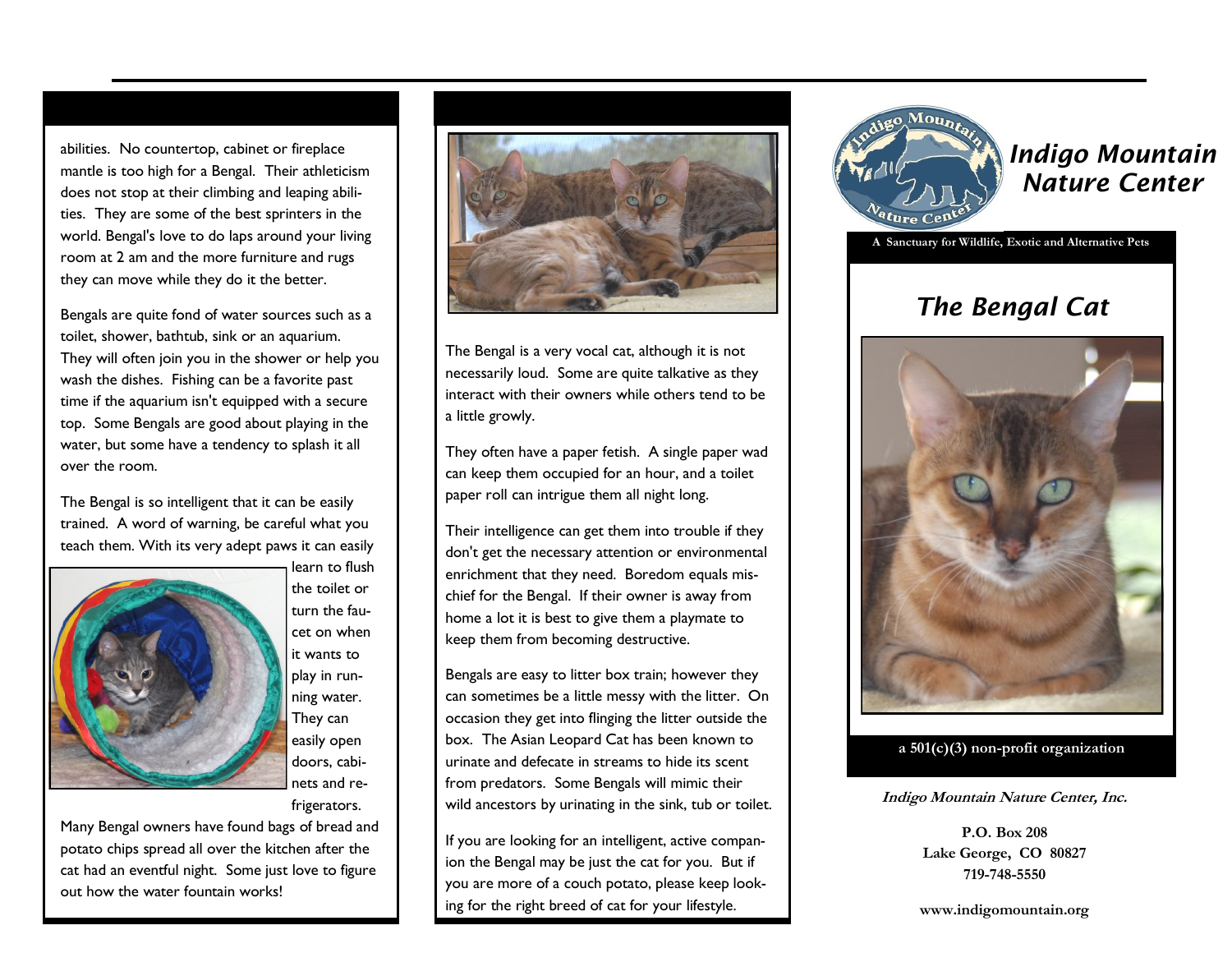abilities. No countertop, cabinet or fireplace mantle is too high for a Bengal. Their athleticism does not stop at their climbing and leaping abilities. They are some of the best sprinters in the world. Bengal's love to do laps around your living room at 2 am and the more furniture and rugs they can move while they do it the better.

Bengals are quite fond of water sources such as a toilet, shower, bathtub, sink or an aquarium. They will often join you in the shower or help you wash the dishes. Fishing can be a favorite past time if the aquarium isn't equipped with a secure top. Some Bengals are good about playing in the water, but some have a tendency to splash it all over the room.

The Bengal is so intelligent that it can be easily trained. A word of warning, be careful what you teach them. With its very adept paws it can easily learn to flush the toilet or turn the faucet on when it wants to play in running water. They can easily open doors, cabinets and refrigerators.

Many Bengal owners have found bags of bread and potato chips spread all over the kitchen after the cat had an eventful night. Some just love to figure out how the water fountain works!

The Bengal is a very vocal cat, although it is not necessarily loud. Some are quite talkative as they interact with their owners while others tend to be a little growly.

They often have a paper fetish. A single paper wad can keep them occupied for an hour, and a toilet paper roll can intrigue them all night long.

Their intelligence can get them into trouble if they don't get the necessary attention or environmental enrichment that they need. Boredom equals mischief for the Bengal. If their owner is away from home a lot it is best to give them a playmate to keep them from becoming destructive.

Bengals are easy to litter box train; however they can sometimes be a little messy with the litter. On occasion they get into flinging the litter outside the box. The Asian Leopard Cat has been known to urinate and defecate in streams to hide its scent from predators. Some Bengals will mimic their wild ancestors by urinating in the sink, tub or toilet.

If you are looking for an intelligent, active companion the Bengal may be just the cat for you. But if you are more of a couch potato, please keep looking for the right breed of cat for your lifestyle.

# *Indigo Mountain Nature Center*

**A Sanctuary for Wildlife, Exotic and Alternative Pets**

## *The Bengal Cat*

**a 501(c)(3) non-profit organization**

***Indigo Mountain Nature Center, Inc.***

**P.O. Box 208**
**Lake George, CO 80827**
**719-748-5550**

**www.indigomountain.org**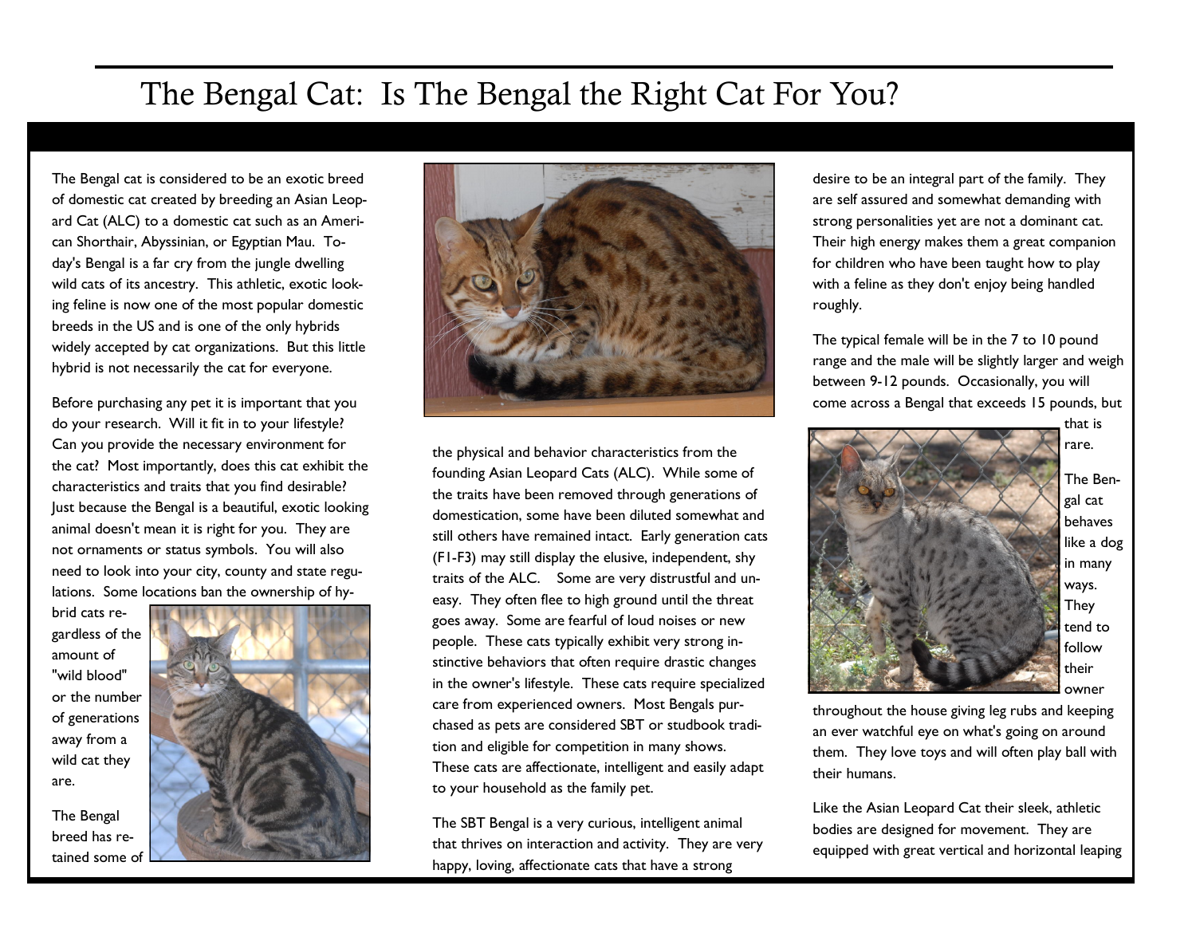# The Bengal Cat: Is The Bengal the Right Cat For You?

The Bengal cat is considered to be an exotic breed of domestic cat created by breeding an Asian Leopard Cat (ALC) to a domestic cat such as an American Shorthair, Abyssinian, or Egyptian Mau. Today's Bengal is a far cry from the jungle dwelling wild cats of its ancestry. This athletic, exotic looking feline is now one of the most popular domestic breeds in the US and is one of the only hybrids widely accepted by cat organizations. But this little hybrid is not necessarily the cat for everyone.

Before purchasing any pet it is important that you do your research. Will it fit in to your lifestyle? Can you provide the necessary environment for the cat? Most importantly, does this cat exhibit the characteristics and traits that you find desirable? Just because the Bengal is a beautiful, exotic looking animal doesn't mean it is right for you. They are not ornaments or status symbols. You will also need to look into your city, county and state regulations. Some locations ban the ownership of hybrid cats regardless of the amount of "wild blood" or the number of generations away from a wild cat they are.

The Bengal breed has retained some of the physical and behavior characteristics from the founding Asian Leopard Cats (ALC). While some of the traits have been removed through generations of domestication, some have been diluted somewhat and still others have remained intact. Early generation cats (F1-F3) may still display the elusive, independent, shy traits of the ALC. Some are very distrustful and uneasy. They often flee to high ground until the threat goes away. Some are fearful of loud noises or new people. These cats typically exhibit very strong instinctive behaviors that often require drastic changes in the owner's lifestyle. These cats require specialized care from experienced owners. Most Bengals purchased as pets are considered SBT or studbook tradition and eligible for competition in many shows. These cats are affectionate, intelligent and easily adapt to your household as the family pet.

The SBT Bengal is a very curious, intelligent animal that thrives on interaction and activity. They are very happy, loving, affectionate cats that have a strong desire to be an integral part of the family. They are self assured and somewhat demanding with strong personalities yet are not a dominant cat. Their high energy makes them a great companion for children who have been taught how to play with a feline as they don't enjoy being handled roughly.

The typical female will be in the 7 to 10 pound range and the male will be slightly larger and weigh between 9-12 pounds. Occasionally, you will come across a Bengal that exceeds 15 pounds, but that is rare.

The Bengal cat behaves like a dog in many ways. They tend to follow their owner throughout the house giving leg rubs and keeping an ever watchful eye on what's going on around them. They love toys and will often play ball with their humans.

Like the Asian Leopard Cat their sleek, athletic bodies are designed for movement. They are equipped with great vertical and horizontal leaping